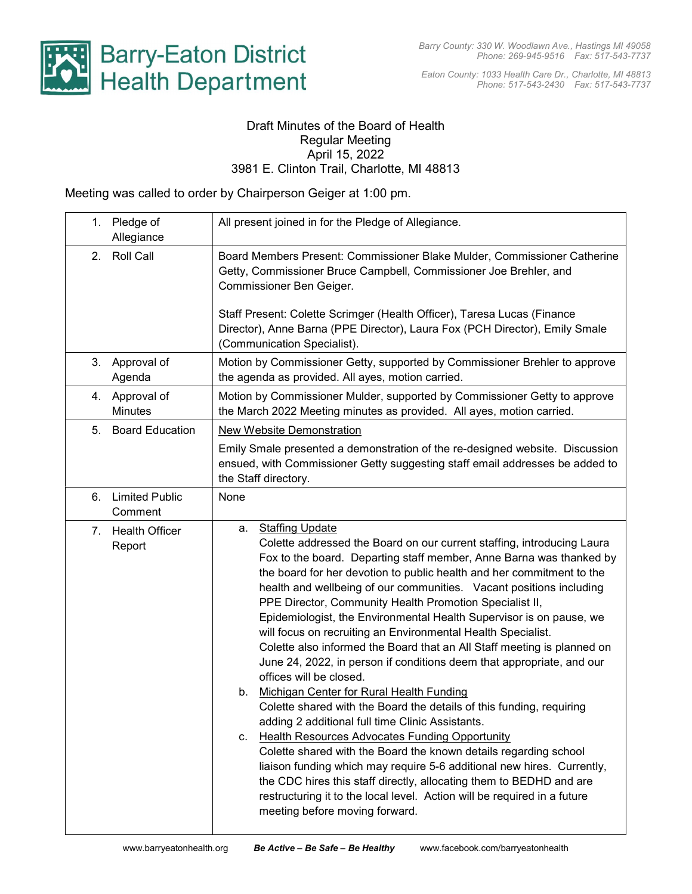# Barry-Eaton District Health Department

Barry County: 330 W. Woodlawn Ave., Hastings MI 49058
Phone: 269-945-9516 Fax: 517-543-7737

Eaton County: 1033 Health Care Dr., Charlotte, MI 48813
Phone: 517-543-2430 Fax: 517-543-7737

Draft Minutes of the Board of Health
Regular Meeting
April 15, 2022
3981 E. Clinton Trail, Charlotte, MI 48813

Meeting was called to order by Chairperson Geiger at 1:00 pm.

| | |
|---|---|
| 1. Pledge of Allegiance | All present joined in for the Pledge of Allegiance. |
| 2. Roll Call | Board Members Present: Commissioner Blake Mulder, Commissioner Catherine Getty, Commissioner Bruce Campbell, Commissioner Joe Brehler, and Commissioner Ben Geiger.<br><br>Staff Present: Colette Scrimger (Health Officer), Taresa Lucas (Finance Director), Anne Barna (PPE Director), Laura Fox (PCH Director), Emily Smale (Communication Specialist). |
| 3. Approval of Agenda | Motion by Commissioner Getty, supported by Commissioner Brehler to approve the agenda as provided. All ayes, motion carried. |
| 4. Approval of Minutes | Motion by Commissioner Mulder, supported by Commissioner Getty to approve the March 2022 Meeting minutes as provided. All ayes, motion carried. |
| 5. Board Education | New Website Demonstration<br><br>Emily Smale presented a demonstration of the re-designed website. Discussion ensued, with Commissioner Getty suggesting staff email addresses be added to the Staff directory. |
| 6. Limited Public Comment | None |
| 7. Health Officer Report | a. Staffing Update<br>Colette addressed the Board on our current staffing, introducing Laura Fox to the board. Departing staff member, Anne Barna was thanked by the board for her devotion to public health and her commitment to the health and wellbeing of our communities. Vacant positions including PPE Director, Community Health Promotion Specialist II, Epidemiologist, the Environmental Health Supervisor is on pause, we will focus on recruiting an Environmental Health Specialist.<br>Colette also informed the Board that an All Staff meeting is planned on June 24, 2022, in person if conditions deem that appropriate, and our offices will be closed.<br>b. Michigan Center for Rural Health Funding<br>Colette shared with the Board the details of this funding, requiring adding 2 additional full time Clinic Assistants.<br>c. Health Resources Advocates Funding Opportunity<br>Colette shared with the Board the known details regarding school liaison funding which may require 5-6 additional new hires. Currently, the CDC hires this staff directly, allocating them to BEDHD and are restructuring it to the local level. Action will be required in a future meeting before moving forward. |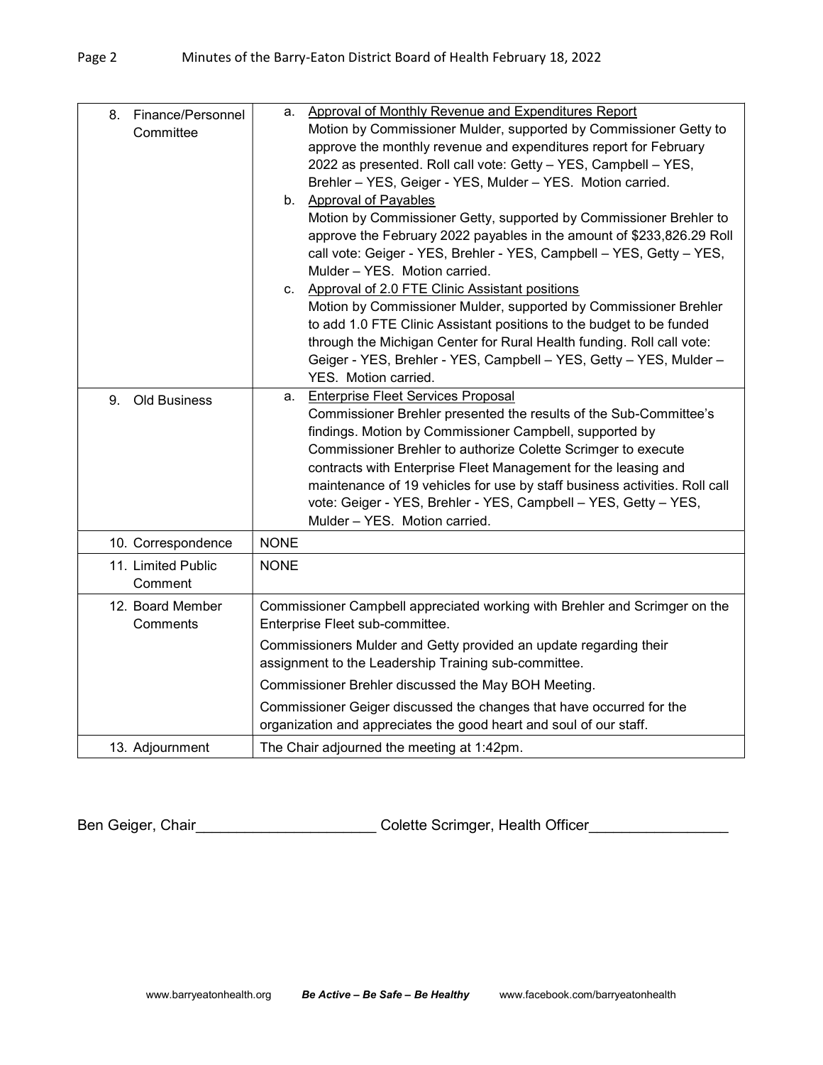| | |
|---|---|
| 8. Finance/Personnel Committee | a. <u>Approval of Monthly Revenue and Expenditures Report</u><br>Motion by Commissioner Mulder, supported by Commissioner Getty to approve the monthly revenue and expenditures report for February 2022 as presented. Roll call vote: Getty – YES, Campbell – YES, Brehler – YES, Geiger - YES, Mulder – YES. Motion carried.<br>b. <u>Approval of Payables</u><br>Motion by Commissioner Getty, supported by Commissioner Brehler to approve the February 2022 payables in the amount of $233,826.29 Roll call vote: Geiger - YES, Brehler - YES, Campbell – YES, Getty – YES, Mulder – YES. Motion carried.<br>c. <u>Approval of 2.0 FTE Clinic Assistant positions</u><br>Motion by Commissioner Mulder, supported by Commissioner Brehler to add 1.0 FTE Clinic Assistant positions to the budget to be funded through the Michigan Center for Rural Health funding. Roll call vote: Geiger - YES, Brehler - YES, Campbell – YES, Getty – YES, Mulder – YES. Motion carried. |
| 9. Old Business | a. <u>Enterprise Fleet Services Proposal</u><br>Commissioner Brehler presented the results of the Sub-Committee's findings. Motion by Commissioner Campbell, supported by Commissioner Brehler to authorize Colette Scrimger to execute contracts with Enterprise Fleet Management for the leasing and maintenance of 19 vehicles for use by staff business activities. Roll call vote: Geiger - YES, Brehler - YES, Campbell – YES, Getty – YES, Mulder – YES. Motion carried. |
| 10. Correspondence | NONE |
| 11. Limited Public Comment | NONE |
| 12. Board Member Comments | Commissioner Campbell appreciated working with Brehler and Scrimger on the Enterprise Fleet sub-committee.<br>Commissioners Mulder and Getty provided an update regarding their assignment to the Leadership Training sub-committee.<br>Commissioner Brehler discussed the May BOH Meeting.<br>Commissioner Geiger discussed the changes that have occurred for the organization and appreciates the good heart and soul of our staff. |
| 13. Adjournment | The Chair adjourned the meeting at 1:42pm. |

Ben Geiger, Chair_____________________ Colette Scrimger, Health Officer________________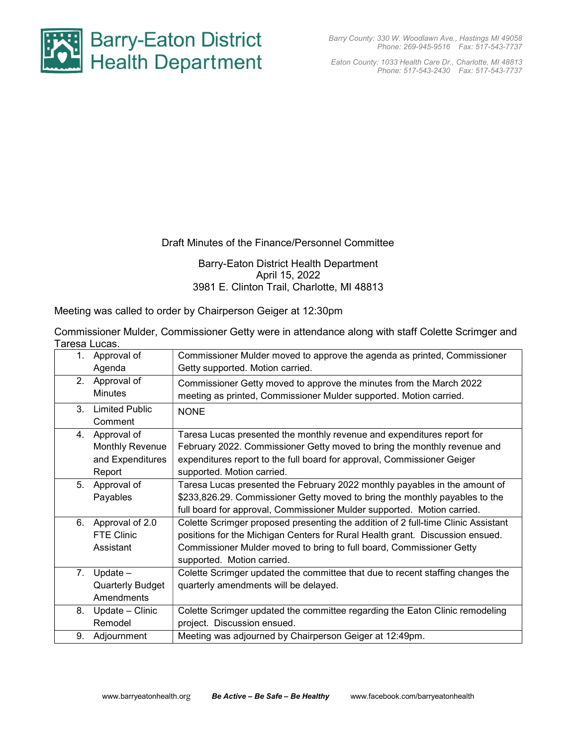Barry-Eaton District Health Department

Barry County: 330 W. Woodlawn Ave., Hastings MI 49058
Phone: 269-945-9516 Fax: 517-543-7737

Eaton County: 1033 Health Care Dr., Charlotte, MI 48813
Phone: 517-543-2430 Fax: 517-543-7737

Draft Minutes of the Finance/Personnel Committee

Barry-Eaton District Health Department
April 15, 2022
3981 E. Clinton Trail, Charlotte, MI 48813

Meeting was called to order by Chairperson Geiger at 12:30pm

Commissioner Mulder, Commissioner Getty were in attendance along with staff Colette Scrimger and Taresa Lucas.

| | |
|---|---|
| 1. Approval of Agenda | Commissioner Mulder moved to approve the agenda as printed, Commissioner Getty supported. Motion carried. |
| 2. Approval of Minutes | Commissioner Getty moved to approve the minutes from the March 2022 meeting as printed, Commissioner Mulder supported. Motion carried. |
| 3. Limited Public Comment | NONE |
| 4. Approval of Monthly Revenue and Expenditures Report | Taresa Lucas presented the monthly revenue and expenditures report for February 2022. Commissioner Getty moved to bring the monthly revenue and expenditures report to the full board for approval, Commissioner Geiger supported. Motion carried. |
| 5. Approval of Payables | Taresa Lucas presented the February 2022 monthly payables in the amount of $233,826.29. Commissioner Getty moved to bring the monthly payables to the full board for approval, Commissioner Mulder supported. Motion carried. |
| 6. Approval of 2.0 FTE Clinic Assistant | Colette Scrimger proposed presenting the addition of 2 full-time Clinic Assistant positions for the Michigan Centers for Rural Health grant. Discussion ensued. Commissioner Mulder moved to bring to full board, Commissioner Getty supported. Motion carried. |
| 7. Update – Quarterly Budget Amendments | Colette Scrimger updated the committee that due to recent staffing changes the quarterly amendments will be delayed. |
| 8. Update – Clinic Remodel | Colette Scrimger updated the committee regarding the Eaton Clinic remodeling project. Discussion ensued. |
| 9. Adjournment | Meeting was adjourned by Chairperson Geiger at 12:49pm. |

www.barryeatonhealth.org ***Be Active – Be Safe – Be Healthy*** www.facebook.com/barryeatonhealth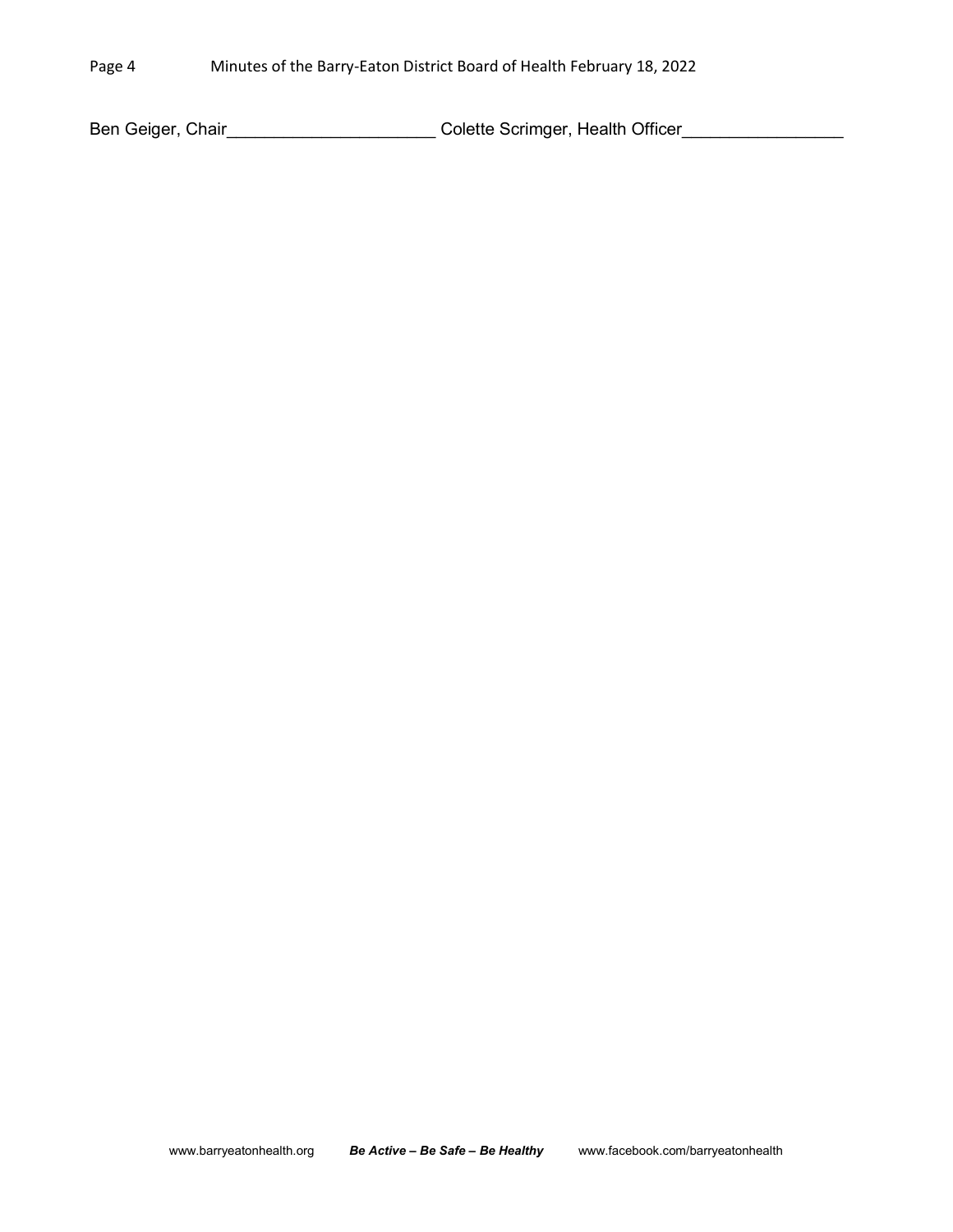Ben Geiger, Chair______________________ Colette Scrimger, Health Officer_________________